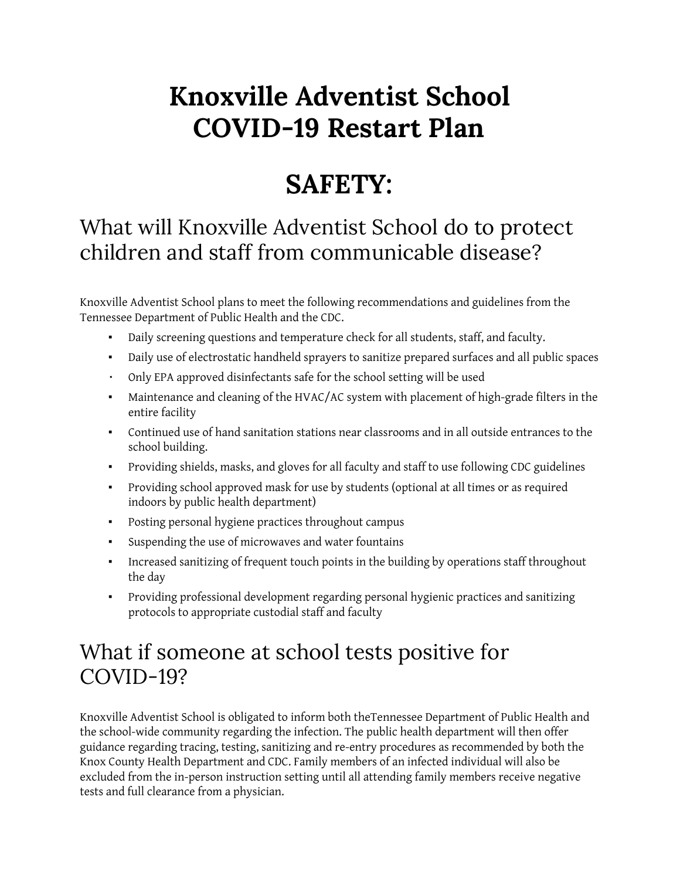# Knoxville Adventist School
# COVID-19 Restart Plan

# SAFETY:

## What will Knoxville Adventist School do to protect children and staff from communicable disease?

Knoxville Adventist School plans to meet the following recommendations and guidelines from the Tennessee Department of Public Health and the CDC.

- Daily screening questions and temperature check for all students, staff, and faculty.
- Daily use of electrostatic handheld sprayers to sanitize prepared surfaces and all public spaces
- Only EPA approved disinfectants safe for the school setting will be used
- Maintenance and cleaning of the HVAC/AC system with placement of high-grade filters in the entire facility
- Continued use of hand sanitation stations near classrooms and in all outside entrances to the school building.
- Providing shields, masks, and gloves for all faculty and staff to use following CDC guidelines
- Providing school approved mask for use by students (optional at all times or as required indoors by public health department)
- Posting personal hygiene practices throughout campus
- Suspending the use of microwaves and water fountains
- Increased sanitizing of frequent touch points in the building by operations staff throughout the day
- Providing professional development regarding personal hygienic practices and sanitizing protocols to appropriate custodial staff and faculty

## What if someone at school tests positive for COVID-19?

Knoxville Adventist School is obligated to inform both theTennessee Department of Public Health and the school-wide community regarding the infection. The public health department will then offer guidance regarding tracing, testing, sanitizing and re-entry procedures as recommended by both the Knox County Health Department and CDC. Family members of an infected individual will also be excluded from the in-person instruction setting until all attending family members receive negative tests and full clearance from a physician.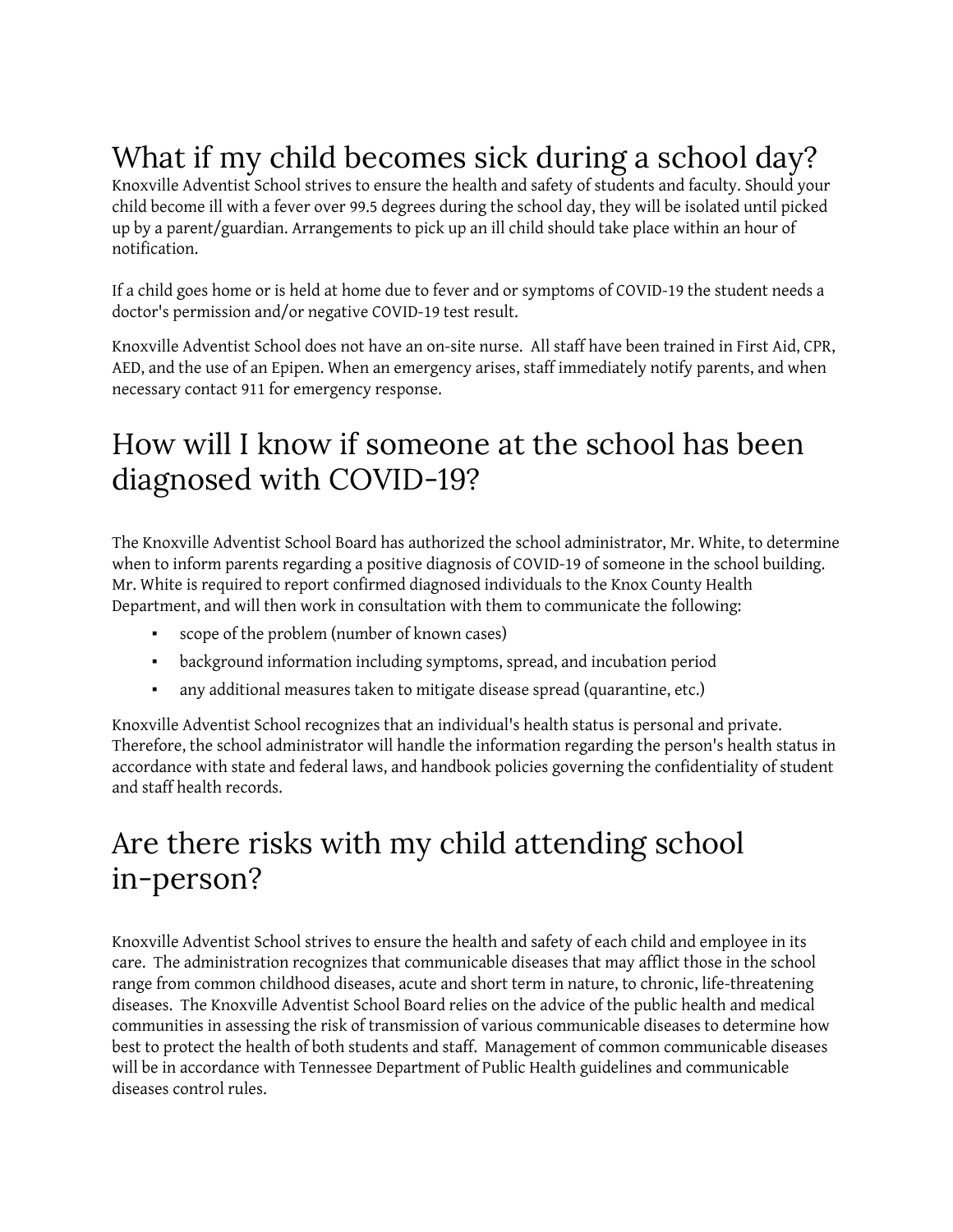## What if my child becomes sick during a school day?

Knoxville Adventist School strives to ensure the health and safety of students and faculty. Should your child become ill with a fever over 99.5 degrees during the school day, they will be isolated until picked up by a parent/guardian. Arrangements to pick up an ill child should take place within an hour of notification.

If a child goes home or is held at home due to fever and or symptoms of COVID-19 the student needs a doctor's permission and/or negative COVID-19 test result.

Knoxville Adventist School does not have an on-site nurse. All staff have been trained in First Aid, CPR, AED, and the use of an Epipen. When an emergency arises, staff immediately notify parents, and when necessary contact 911 for emergency response.

## How will I know if someone at the school has been diagnosed with COVID-19?

The Knoxville Adventist School Board has authorized the school administrator, Mr. White, to determine when to inform parents regarding a positive diagnosis of COVID-19 of someone in the school building. Mr. White is required to report confirmed diagnosed individuals to the Knox County Health Department, and will then work in consultation with them to communicate the following:

- scope of the problem (number of known cases)
- background information including symptoms, spread, and incubation period
- any additional measures taken to mitigate disease spread (quarantine, etc.)

Knoxville Adventist School recognizes that an individual's health status is personal and private. Therefore, the school administrator will handle the information regarding the person's health status in accordance with state and federal laws, and handbook policies governing the confidentiality of student and staff health records.

## Are there risks with my child attending school in-person?

Knoxville Adventist School strives to ensure the health and safety of each child and employee in its care. The administration recognizes that communicable diseases that may afflict those in the school range from common childhood diseases, acute and short term in nature, to chronic, life-threatening diseases. The Knoxville Adventist School Board relies on the advice of the public health and medical communities in assessing the risk of transmission of various communicable diseases to determine how best to protect the health of both students and staff. Management of common communicable diseases will be in accordance with Tennessee Department of Public Health guidelines and communicable diseases control rules.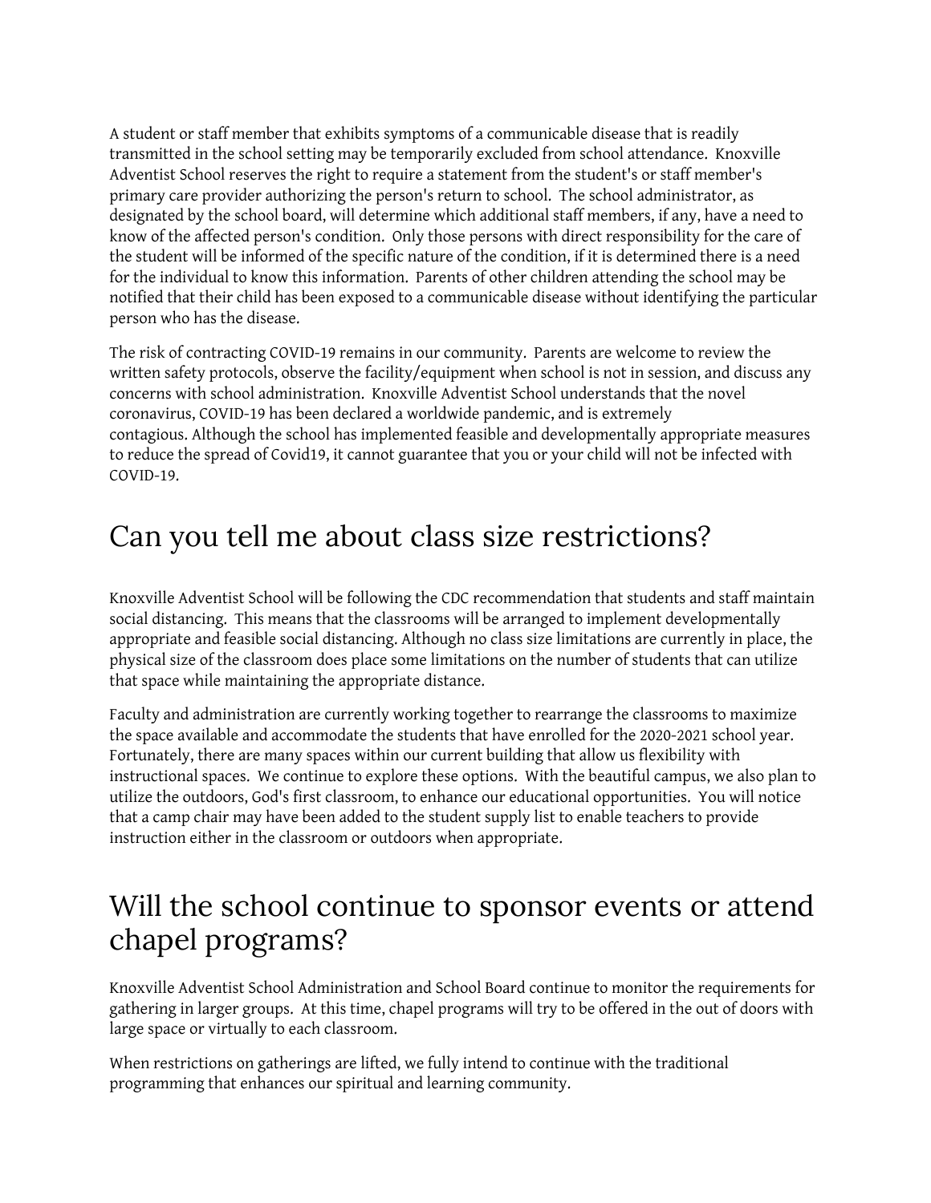A student or staff member that exhibits symptoms of a communicable disease that is readily transmitted in the school setting may be temporarily excluded from school attendance. Knoxville Adventist School reserves the right to require a statement from the student's or staff member's primary care provider authorizing the person's return to school. The school administrator, as designated by the school board, will determine which additional staff members, if any, have a need to know of the affected person's condition. Only those persons with direct responsibility for the care of the student will be informed of the specific nature of the condition, if it is determined there is a need for the individual to know this information. Parents of other children attending the school may be notified that their child has been exposed to a communicable disease without identifying the particular person who has the disease.

The risk of contracting COVID-19 remains in our community. Parents are welcome to review the written safety protocols, observe the facility/equipment when school is not in session, and discuss any concerns with school administration. Knoxville Adventist School understands that the novel coronavirus, COVID-19 has been declared a worldwide pandemic, and is extremely contagious. Although the school has implemented feasible and developmentally appropriate measures to reduce the spread of Covid19, it cannot guarantee that you or your child will not be infected with COVID-19.

## Can you tell me about class size restrictions?

Knoxville Adventist School will be following the CDC recommendation that students and staff maintain social distancing. This means that the classrooms will be arranged to implement developmentally appropriate and feasible social distancing. Although no class size limitations are currently in place, the physical size of the classroom does place some limitations on the number of students that can utilize that space while maintaining the appropriate distance.

Faculty and administration are currently working together to rearrange the classrooms to maximize the space available and accommodate the students that have enrolled for the 2020-2021 school year. Fortunately, there are many spaces within our current building that allow us flexibility with instructional spaces. We continue to explore these options. With the beautiful campus, we also plan to utilize the outdoors, God's first classroom, to enhance our educational opportunities. You will notice that a camp chair may have been added to the student supply list to enable teachers to provide instruction either in the classroom or outdoors when appropriate.

## Will the school continue to sponsor events or attend chapel programs?

Knoxville Adventist School Administration and School Board continue to monitor the requirements for gathering in larger groups. At this time, chapel programs will try to be offered in the out of doors with large space or virtually to each classroom.

When restrictions on gatherings are lifted, we fully intend to continue with the traditional programming that enhances our spiritual and learning community.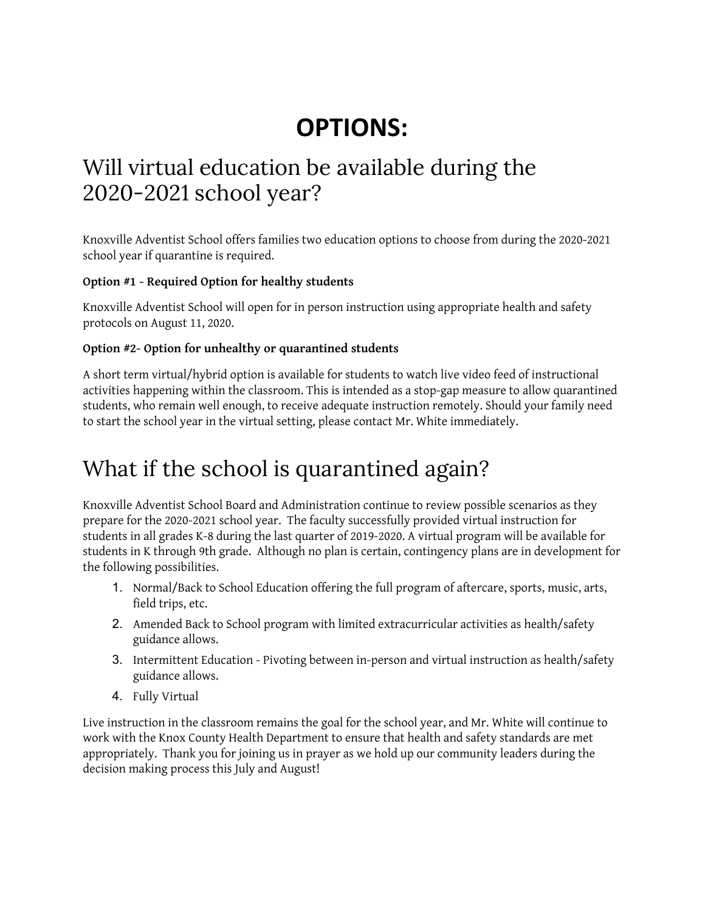# OPTIONS:

## Will virtual education be available during the 2020-2021 school year?

Knoxville Adventist School offers families two education options to choose from during the 2020-2021 school year if quarantine is required.

**Option #1 - Required Option for healthy students**

Knoxville Adventist School will open for in person instruction using appropriate health and safety protocols on August 11, 2020.

**Option #2- Option for unhealthy or quarantined students**

A short term virtual/hybrid option is available for students to watch live video feed of instructional activities happening within the classroom. This is intended as a stop-gap measure to allow quarantined students, who remain well enough, to receive adequate instruction remotely. Should your family need to start the school year in the virtual setting, please contact Mr. White immediately.

## What if the school is quarantined again?

Knoxville Adventist School Board and Administration continue to review possible scenarios as they prepare for the 2020-2021 school year. The faculty successfully provided virtual instruction for students in all grades K-8 during the last quarter of 2019-2020. A virtual program will be available for students in K through 9th grade. Although no plan is certain, contingency plans are in development for the following possibilities.

1. Normal/Back to School Education offering the full program of aftercare, sports, music, arts, field trips, etc.
2. Amended Back to School program with limited extracurricular activities as health/safety guidance allows.
3. Intermittent Education - Pivoting between in-person and virtual instruction as health/safety guidance allows.
4. Fully Virtual

Live instruction in the classroom remains the goal for the school year, and Mr. White will continue to work with the Knox County Health Department to ensure that health and safety standards are met appropriately. Thank you for joining us in prayer as we hold up our community leaders during the decision making process this July and August!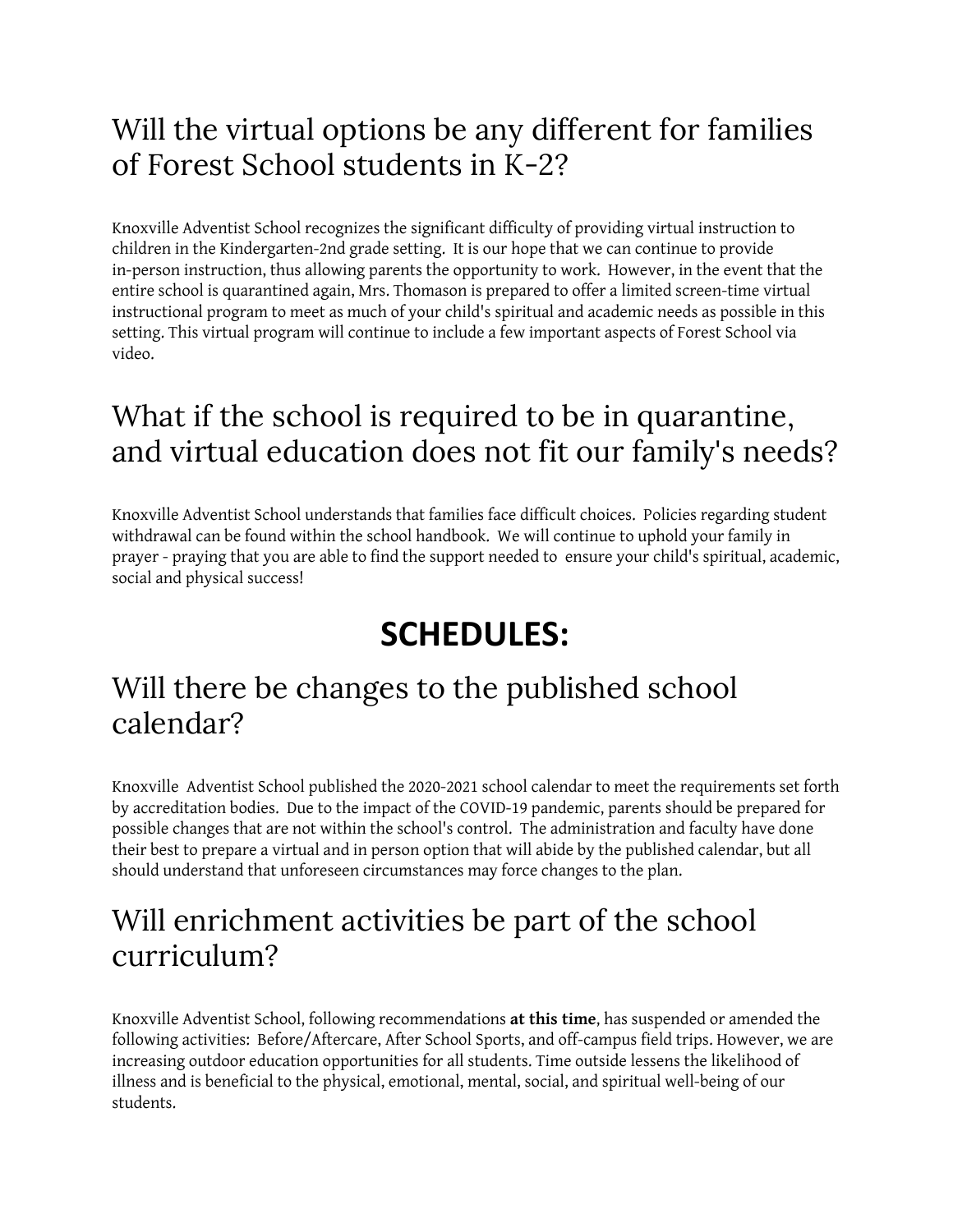## Will the virtual options be any different for families of Forest School students in K-2?

Knoxville Adventist School recognizes the significant difficulty of providing virtual instruction to children in the Kindergarten-2nd grade setting. It is our hope that we can continue to provide in-person instruction, thus allowing parents the opportunity to work. However, in the event that the entire school is quarantined again, Mrs. Thomason is prepared to offer a limited screen-time virtual instructional program to meet as much of your child's spiritual and academic needs as possible in this setting. This virtual program will continue to include a few important aspects of Forest School via video.

## What if the school is required to be in quarantine, and virtual education does not fit our family's needs?

Knoxville Adventist School understands that families face difficult choices. Policies regarding student withdrawal can be found within the school handbook. We will continue to uphold your family in prayer - praying that you are able to find the support needed to ensure your child's spiritual, academic, social and physical success!

# SCHEDULES:

## Will there be changes to the published school calendar?

Knoxville Adventist School published the 2020-2021 school calendar to meet the requirements set forth by accreditation bodies. Due to the impact of the COVID-19 pandemic, parents should be prepared for possible changes that are not within the school's control. The administration and faculty have done their best to prepare a virtual and in person option that will abide by the published calendar, but all should understand that unforeseen circumstances may force changes to the plan.

## Will enrichment activities be part of the school curriculum?

Knoxville Adventist School, following recommendations **at this time**, has suspended or amended the following activities: Before/Aftercare, After School Sports, and off-campus field trips. However, we are increasing outdoor education opportunities for all students. Time outside lessens the likelihood of illness and is beneficial to the physical, emotional, mental, social, and spiritual well-being of our students.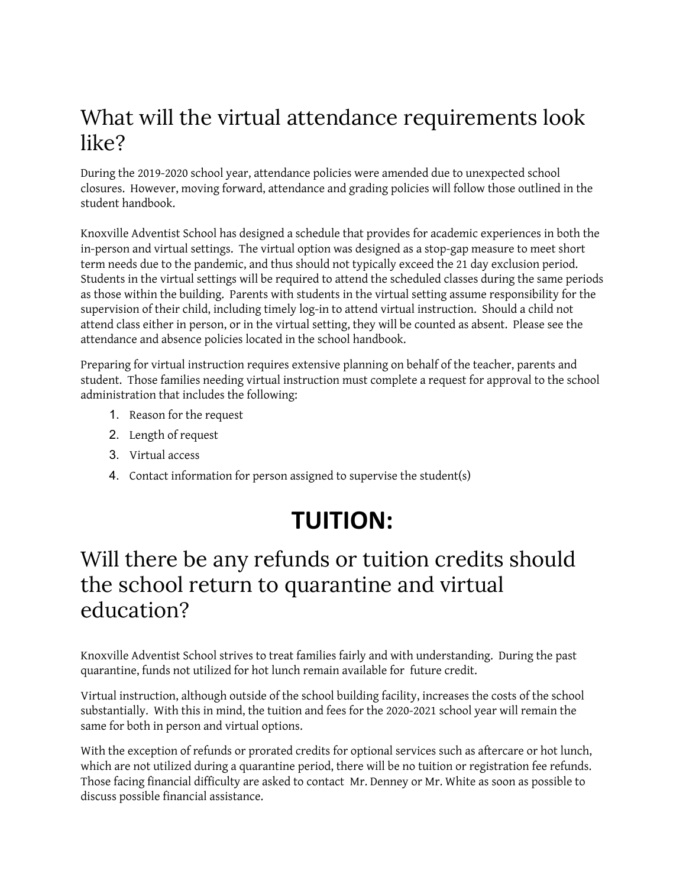## What will the virtual attendance requirements look like?

During the 2019-2020 school year, attendance policies were amended due to unexpected school closures. However, moving forward, attendance and grading policies will follow those outlined in the student handbook.

Knoxville Adventist School has designed a schedule that provides for academic experiences in both the in-person and virtual settings. The virtual option was designed as a stop-gap measure to meet short term needs due to the pandemic, and thus should not typically exceed the 21 day exclusion period. Students in the virtual settings will be required to attend the scheduled classes during the same periods as those within the building. Parents with students in the virtual setting assume responsibility for the supervision of their child, including timely log-in to attend virtual instruction. Should a child not attend class either in person, or in the virtual setting, they will be counted as absent. Please see the attendance and absence policies located in the school handbook.

Preparing for virtual instruction requires extensive planning on behalf of the teacher, parents and student. Those families needing virtual instruction must complete a request for approval to the school administration that includes the following:

1. Reason for the request
2. Length of request
3. Virtual access
4. Contact information for person assigned to supervise the student(s)

# TUITION:

## Will there be any refunds or tuition credits should the school return to quarantine and virtual education?

Knoxville Adventist School strives to treat families fairly and with understanding. During the past quarantine, funds not utilized for hot lunch remain available for future credit.

Virtual instruction, although outside of the school building facility, increases the costs of the school substantially. With this in mind, the tuition and fees for the 2020-2021 school year will remain the same for both in person and virtual options.

With the exception of refunds or prorated credits for optional services such as aftercare or hot lunch, which are not utilized during a quarantine period, there will be no tuition or registration fee refunds. Those facing financial difficulty are asked to contact Mr. Denney or Mr. White as soon as possible to discuss possible financial assistance.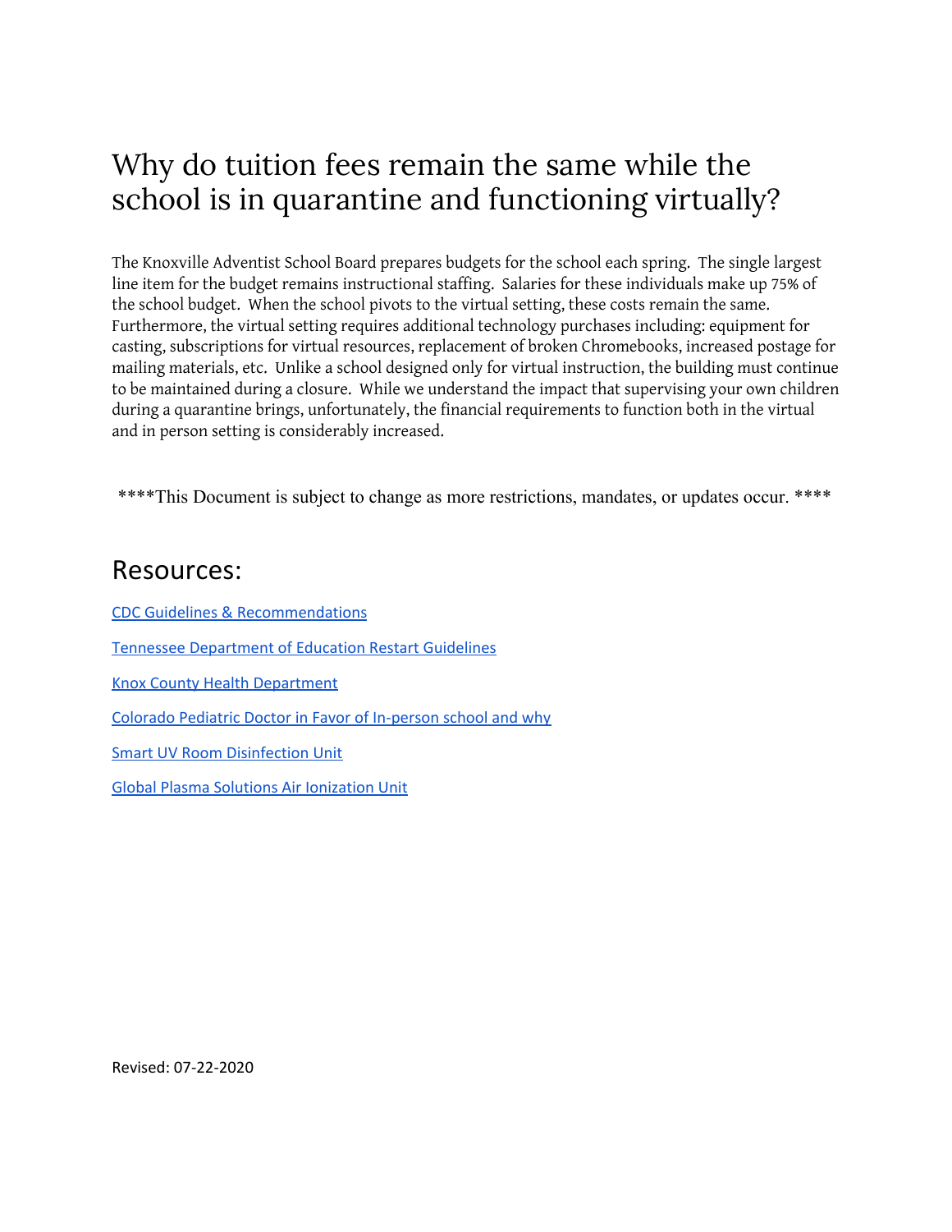# Why do tuition fees remain the same while the school is in quarantine and functioning virtually?

The Knoxville Adventist School Board prepares budgets for the school each spring. The single largest line item for the budget remains instructional staffing. Salaries for these individuals make up 75% of the school budget. When the school pivots to the virtual setting, these costs remain the same. Furthermore, the virtual setting requires additional technology purchases including: equipment for casting, subscriptions for virtual resources, replacement of broken Chromebooks, increased postage for mailing materials, etc. Unlike a school designed only for virtual instruction, the building must continue to be maintained during a closure. While we understand the impact that supervising your own children during a quarantine brings, unfortunately, the financial requirements to function both in the virtual and in person setting is considerably increased.

****This Document is subject to change as more restrictions, mandates, or updates occur. ****

## Resources:

[CDC Guidelines & Recommendations]

[Tennessee Department of Education Restart Guidelines]

[Knox County Health Department]

[Colorado Pediatric Doctor in Favor of In-person school and why]

[Smart UV Room Disinfection Unit]

[Global Plasma Solutions Air Ionization Unit]

Revised: 07-22-2020